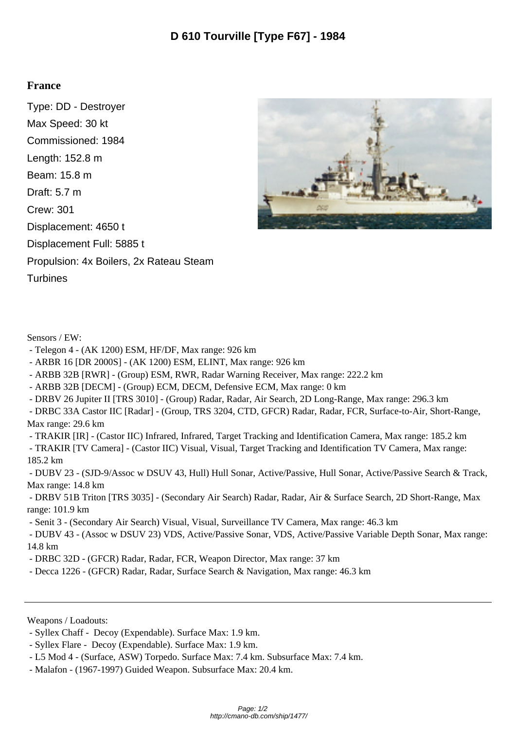# D 610 Tourville [Type F67] - 1984

## France

Type: DD - Destroyer

Max Speed: 30 kt

Commissioned: 1984

Length: 152.8 m

Beam: 15.8 m

Draft: 5.7 m

Crew: 301

Displacement: 4650 t

Displacement Full: 5885 t

Propulsion: 4x Boilers, 2x Rateau Steam Turbines

Sensors / EW:

- Telegon 4 - (AK 1200) ESM, HF/DF, Max range: 926 km
- ARBR 16 [DR 2000S] - (AK 1200) ESM, ELINT, Max range: 926 km
- ARBB 32B [RWR] - (Group) ESM, RWR, Radar Warning Receiver, Max range: 222.2 km
- ARBB 32B [DECM] - (Group) ECM, DECM, Defensive ECM, Max range: 0 km
- DRBV 26 Jupiter II [TRS 3010] - (Group) Radar, Radar, Air Search, 2D Long-Range, Max range: 296.3 km
- DRBC 33A Castor IIC [Radar] - (Group, TRS 3204, CTD, GFCR) Radar, Radar, FCR, Surface-to-Air, Short-Range, Max range: 29.6 km
- TRAKIR [IR] - (Castor IIC) Infrared, Infrared, Target Tracking and Identification Camera, Max range: 185.2 km
- TRAKIR [TV Camera] - (Castor IIC) Visual, Visual, Target Tracking and Identification TV Camera, Max range: 185.2 km
- DUBV 23 - (SJD-9/Assoc w DSUV 43, Hull) Hull Sonar, Active/Passive, Hull Sonar, Active/Passive Search & Track, Max range: 14.8 km
- DRBV 51B Triton [TRS 3035] - (Secondary Air Search) Radar, Radar, Air & Surface Search, 2D Short-Range, Max range: 101.9 km
- Senit 3 - (Secondary Air Search) Visual, Visual, Surveillance TV Camera, Max range: 46.3 km
- DUBV 43 - (Assoc w DUBV 23) VDS, Active/Passive Sonar, VDS, Active/Passive Variable Depth Sonar, Max range: 14.8 km
- DRBC 32D - (GFCR) Radar, Radar, FCR, Weapon Director, Max range: 37 km
- Decca 1226 - (GFCR) Radar, Radar, Surface Search & Navigation, Max range: 46.3 km

---

Weapons / Loadouts:

- Syllex Chaff - Decoy (Expendable). Surface Max: 1.9 km.
- Syllex Flare - Decoy (Expendable). Surface Max: 1.9 km.
- L5 Mod 4 - (Surface, ASW) Torpedo. Surface Max: 7.4 km. Subsurface Max: 7.4 km.
- Malafon - (1967-1997) Guided Weapon. Subsurface Max: 20.4 km.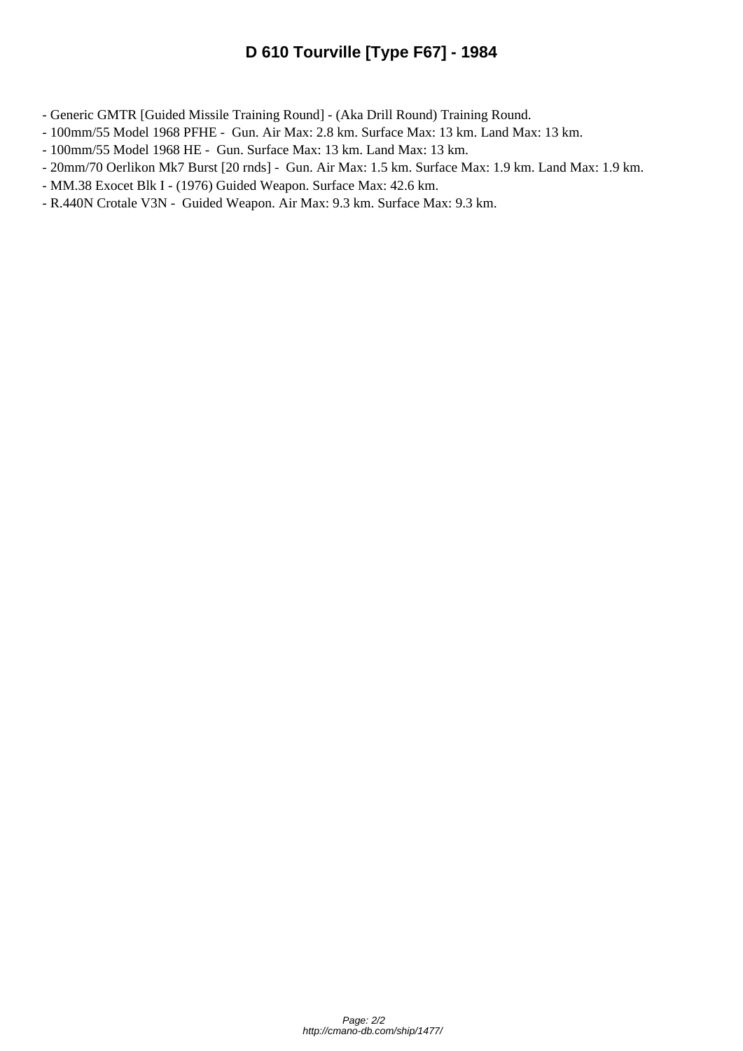- Generic GMTR [Guided Missile Training Round] - (Aka Drill Round) Training Round.
- 100mm/55 Model 1968 PFHE - Gun. Air Max: 2.8 km. Surface Max: 13 km. Land Max: 13 km.
- 100mm/55 Model 1968 HE - Gun. Surface Max: 13 km. Land Max: 13 km.
- 20mm/70 Oerlikon Mk7 Burst [20 rnds] - Gun. Air Max: 1.5 km. Surface Max: 1.9 km. Land Max: 1.9 km.
- MM.38 Exocet Blk I - (1976) Guided Weapon. Surface Max: 42.6 km.
- R.440N Crotale V3N - Guided Weapon. Air Max: 9.3 km. Surface Max: 9.3 km.